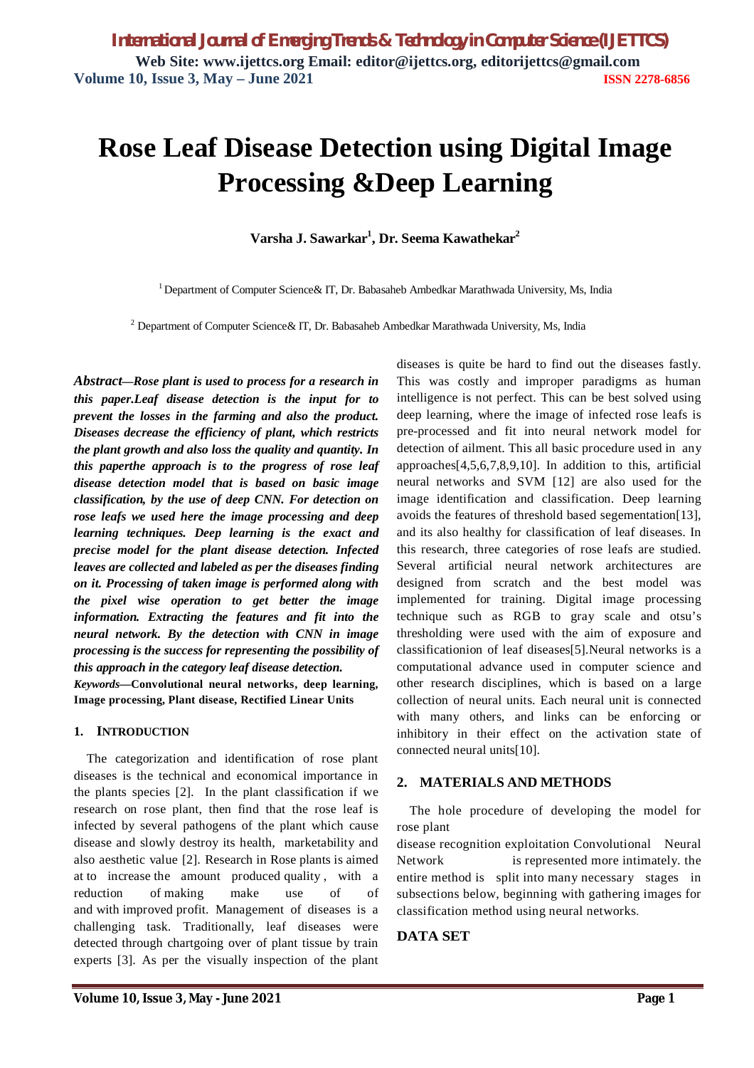# Rose Leaf Disease Detection using Digital Image Processing &Deep Learning

**Varsha J. Sawarkar[1], Dr. Seema Kawathekar[2]**

[1] Department of Computer Science& IT, Dr. Babasaheb Ambedkar Marathwada University, Ms, India

[2] Department of Computer Science& IT, Dr. Babasaheb Ambedkar Marathwada University, Ms, India

***Abstract—Rose plant is used to process for a research in this paper.Leaf disease detection is the input for to prevent the losses in the farming and also the product. Diseases decrease the efficiency of plant, which restricts the plant growth and also loss the quality and quantity. In this paperthe approach is to the progress of rose leaf disease detection model that is based on basic image classification, by the use of deep CNN. For detection on rose leafs we used here the image processing and deep learning techniques. Deep learning is the exact and precise model for the plant disease detection. Infected leaves are collected and labeled as per the diseases finding on it. Processing of taken image is performed along with the pixel wise operation to get better the image information. Extracting the features and fit into the neural network. By the detection with CNN in image processing is the success for representing the possibility of this approach in the category leaf disease detection.***

***Keywords*—Convolutional neural networks, deep learning, Image processing, Plant disease, Rectified Linear Units**

## 1. INTRODUCTION

The categorization and identification of rose plant diseases is the technical and economical importance in the plants species [2]. In the plant classification if we research on rose plant, then find that the rose leaf is infected by several pathogens of the plant which cause disease and slowly destroy its health, marketability and also aesthetic value [2]. Research in Rose plants is aimed at to increase the amount produced quality , with a reduction of making make use of of and with improved profit. Management of diseases is a challenging task. Traditionally, leaf diseases were detected through chartgoing over of plant tissue by train experts [3]. As per the visually inspection of the plant diseases is quite be hard to find out the diseases fastly. This was costly and improper paradigms as human intelligence is not perfect. This can be best solved using deep learning, where the image of infected rose leafs is pre-processed and fit into neural network model for detection of ailment. This all basic procedure used in any approaches[4,5,6,7,8,9,10]. In addition to this, artificial neural networks and SVM [12] are also used for the image identification and classification. Deep learning avoids the features of threshold based segementation[13], and its also healthy for classification of leaf diseases. In this research, three categories of rose leafs are studied. Several artificial neural network architectures are designed from scratch and the best model was implemented for training. Digital image processing technique such as RGB to gray scale and otsu's thresholding were used with the aim of exposure and classificationion of leaf diseases[5].Neural networks is a computational advance used in computer science and other research disciplines, which is based on a large collection of neural units. Each neural unit is connected with many others, and links can be enforcing or inhibitory in their effect on the activation state of connected neural units[10].

## 2. MATERIALS AND METHODS

The hole procedure of developing the model for rose plant disease recognition exploitation Convolutional Neural Network is represented more intimately. the entire method is split into many necessary stages in subsections below, beginning with gathering images for classification method using neural networks.

## DATA SET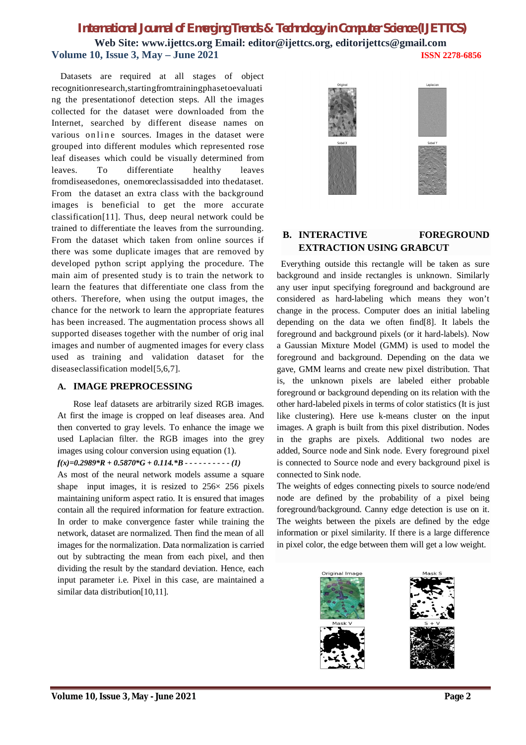Datasets are required at all stages of object recognitionresearch,startingfromtrainingphasetoevaluating the presentationof detection steps. All the images collected for the dataset were downloaded from the Internet, searched by different disease names on various online sources. Images in the dataset were grouped into different modules which represented rose leaf diseases which could be visually determined from leaves. To differentiate healthy leaves fromdiseasedones, onemoreclassisadded into thedataset. From the dataset an extra class with the background images is beneficial to get the more accurate classification[11]. Thus, deep neural network could be trained to differentiate the leaves from the surrounding. From the dataset which taken from online sources if there was some duplicate images that are removed by developed python script applying the procedure. The main aim of presented study is to train the network to learn the features that differentiate one class from the others. Therefore, when using the output images, the chance for the network to learn the appropriate features has been increased. The augmentation process shows all supported diseases together with the number of orig inal images and number of augmented images for every class used as training and validation dataset for the diseaseclassification model[5,6,7].

## A. IMAGE PREPROCESSING

Rose leaf datasets are arbitrarily sized RGB images. At first the image is cropped on leaf diseases area. And then converted to gray levels. To enhance the image we used Laplacian filter. the RGB images into the grey images using colour conversion using equation (1).

$$f(x)=0.2989*R + 0.5870*G + 0.114.*B \quad (1)$$

As most of the neural network models assume a square shape input images, it is resized to 256× 256 pixels maintaining uniform aspect ratio. It is ensured that images contain all the required information for feature extraction. In order to make convergence faster while training the network, dataset are normalized. Then find the mean of all images for the normalization. Data normalization is carried out by subtracting the mean from each pixel, and then dividing the result by the standard deviation. Hence, each input parameter i.e. Pixel in this case, are maintained a similar data distribution[10,11].

## B. INTERACTIVE FOREGROUND EXTRACTION USING GRABCUT

Everything outside this rectangle will be taken as sure background and inside rectangles is unknown. Similarly any user input specifying foreground and background are considered as hard-labeling which means they won't change in the process. Computer does an initial labeling depending on the data we often find[8]. It labels the foreground and background pixels (or it hard-labels). Now a Gaussian Mixture Model (GMM) is used to model the foreground and background. Depending on the data we gave, GMM learns and create new pixel distribution. That is, the unknown pixels are labeled either probable foreground or background depending on its relation with the other hard-labeled pixels in terms of color statistics (It is just like clustering). Here use k-means cluster on the input images. A graph is built from this pixel distribution. Nodes in the graphs are pixels. Additional two nodes are added, Source node and Sink node. Every foreground pixel is connected to Source node and every background pixel is connected to Sink node.

The weights of edges connecting pixels to source node/end node are defined by the probability of a pixel being foreground/background. Canny edge detection is use on it. The weights between the pixels are defined by the edge information or pixel similarity. If there is a large difference in pixel color, the edge between them will get a low weight.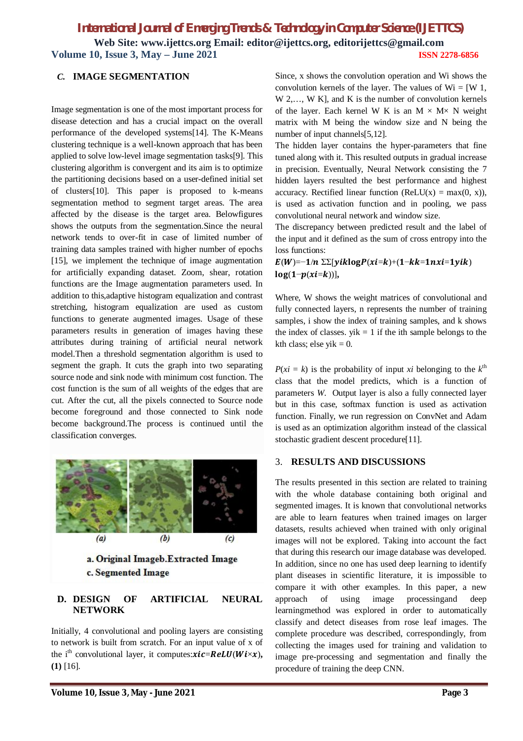### C. IMAGE SEGMENTATION

Image segmentation is one of the most important process for disease detection and has a crucial impact on the overall performance of the developed systems[14]. The K-Means clustering technique is a well-known approach that has been applied to solve low-level image segmentation tasks[9]. This clustering algorithm is convergent and its aim is to optimize the partitioning decisions based on a user-defined initial set of clusters[10]. This paper is proposed to k-means segmentation method to segment target areas. The area affected by the disease is the target area. Belowfigures shows the outputs from the segmentation.Since the neural network tends to over-fit in case of limited number of training data samples trained with higher number of epochs [15], we implement the technique of image augmentation for artificially expanding dataset. Zoom, shear, rotation functions are the Image augmentation parameters used. In addition to this,adaptive histogram equalization and contrast stretching, histogram equalization are used as custom functions to generate augmented images. Usage of these parameters results in generation of images having these attributes during training of artificial neural network model.Then a threshold segmentation algorithm is used to segment the graph. It cuts the graph into two separating source node and sink node with minimum cost function. The cost function is the sum of all weights of the edges that are cut. After the cut, all the pixels connected to Source node become foreground and those connected to Sink node become background.The process is continued until the classification converges.

(a) (b) (c)

a. Original Imageb.Extracted Image
c. Segmented Image

### D. DESIGN OF ARTIFICIAL NEURAL NETWORK

Initially, 4 convolutional and pooling layers are consisting to network is built from scratch. For an input value of x of the i[th] convolutional layer, it computes: $\boldsymbol{xic}=\boldsymbol{ReLU}(\boldsymbol{Wi}\times\boldsymbol{x})$, **(1)** [16].

Since, x shows the convolution operation and Wi shows the convolution kernels of the layer. The values of Wi = [W 1, W 2,…, W K], and K is the number of convolution kernels of the layer. Each kernel W K is an M × M× N weight matrix with M being the window size and N being the number of input channels[5,12].

The hidden layer contains the hyper-parameters that fine tuned along with it. This resulted outputs in gradual increase in precision. Eventually, Neural Network consisting the 7 hidden layers resulted the best performance and highest accuracy. Rectified linear function (ReLU(x) = max(0, x)), is used as activation function and in pooling, we pass convolutional neural network and window size.

The discrepancy between predicted result and the label of the input and it defined as the sum of cross entropy into the loss functions:

$\boldsymbol{E}(\boldsymbol{W})=-\mathbf{1}/\boldsymbol{n}\ \Sigma\Sigma[\boldsymbol{yik}\mathbf{log}\boldsymbol{P}(\boldsymbol{xi}=\boldsymbol{k})+(\mathbf{1}-\boldsymbol{kk}=\mathbf{1}\boldsymbol{nxi}=\mathbf{1}\boldsymbol{yik})\ \mathbf{log}(\mathbf{1}-\boldsymbol{p}(\boldsymbol{xi}=\boldsymbol{k}))]$,

Where, W shows the weight matrices of convolutional and fully connected layers, n represents the number of training samples, i show the index of training samples, and k shows the index of classes. yik = 1 if the ith sample belongs to the kth class; else yik = 0.

$P(xi = k)$ is the probability of input *xi* belonging to the $k^{th}$ class that the model predicts, which is a function of parameters *W*. Output layer is also a fully connected layer but in this case, softmax function is used as activation function. Finally, we run regression on ConvNet and Adam is used as an optimization algorithm instead of the classical stochastic gradient descent procedure[11].

## 3. RESULTS AND DISCUSSIONS

The results presented in this section are related to training with the whole database containing both original and segmented images. It is known that convolutional networks are able to learn features when trained images on larger datasets, results achieved when trained with only original images will not be explored. Taking into account the fact that during this research our image database was developed. In addition, since no one has used deep learning to identify plant diseases in scientific literature, it is impossible to compare it with other examples. In this paper, a new approach of using image processingand deep learningmethod was explored in order to automatically classify and detect diseases from rose leaf images. The complete procedure was described, correspondingly, from collecting the images used for training and validation to image pre-processing and segmentation and finally the procedure of training the deep CNN.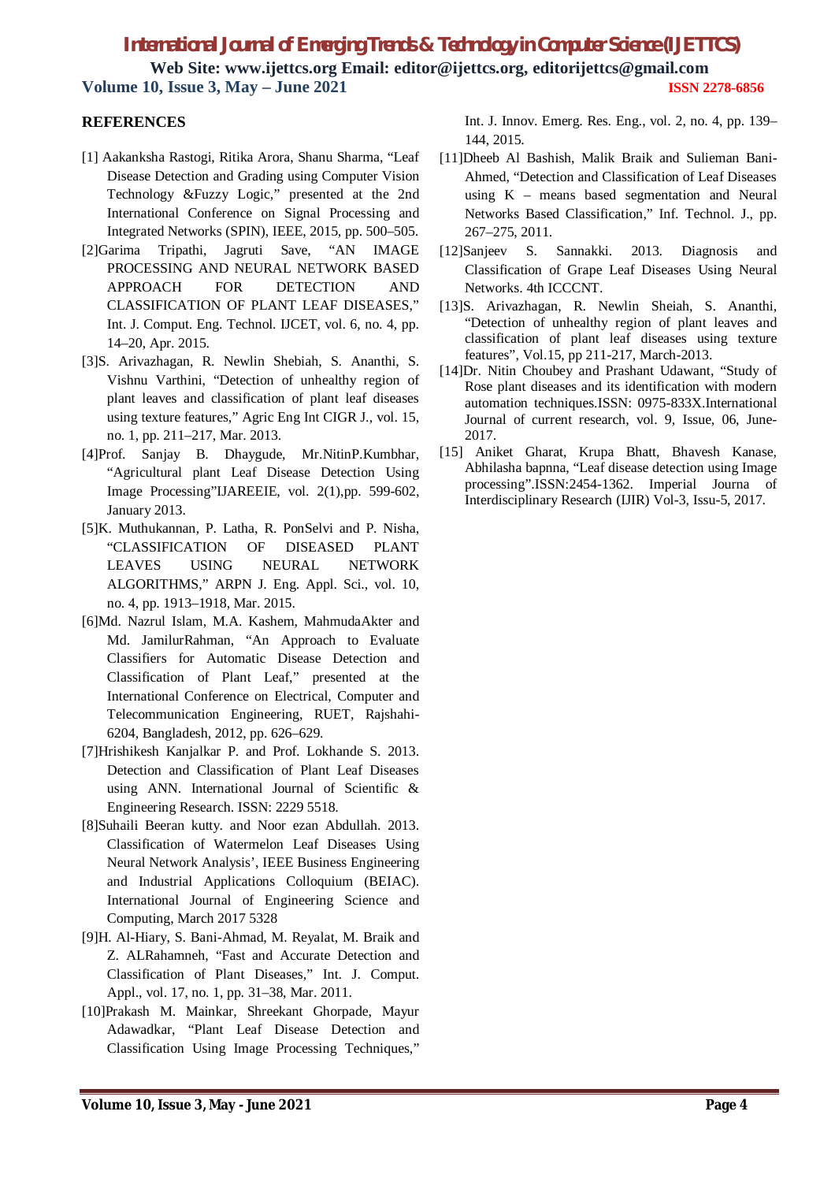## REFERENCES

[1] Aakanksha Rastogi, Ritika Arora, Shanu Sharma, "Leaf Disease Detection and Grading using Computer Vision Technology &Fuzzy Logic," presented at the 2nd International Conference on Signal Processing and Integrated Networks (SPIN), IEEE, 2015, pp. 500–505.

[2]Garima Tripathi, Jagruti Save, "AN IMAGE PROCESSING AND NEURAL NETWORK BASED APPROACH FOR DETECTION AND CLASSIFICATION OF PLANT LEAF DISEASES," Int. J. Comput. Eng. Technol. IJCET, vol. 6, no. 4, pp. 14–20, Apr. 2015.

[3]S. Arivazhagan, R. Newlin Shebiah, S. Ananthi, S. Vishnu Varthini, "Detection of unhealthy region of plant leaves and classification of plant leaf diseases using texture features," Agric Eng Int CIGR J., vol. 15, no. 1, pp. 211–217, Mar. 2013.

[4]Prof. Sanjay B. Dhaygude, Mr.NitinP.Kumbhar, "Agricultural plant Leaf Disease Detection Using Image Processing"IJAREEIE, vol. 2(1),pp. 599-602, January 2013.

[5]K. Muthukannan, P. Latha, R. PonSelvi and P. Nisha, "CLASSIFICATION OF DISEASED PLANT LEAVES USING NEURAL NETWORK ALGORITHMS," ARPN J. Eng. Appl. Sci., vol. 10, no. 4, pp. 1913–1918, Mar. 2015.

[6]Md. Nazrul Islam, M.A. Kashem, MahmudaAkter and Md. JamilurRahman, "An Approach to Evaluate Classifiers for Automatic Disease Detection and Classification of Plant Leaf," presented at the International Conference on Electrical, Computer and Telecommunication Engineering, RUET, Rajshahi-6204, Bangladesh, 2012, pp. 626–629.

[7]Hrishikesh Kanjalkar P. and Prof. Lokhande S. 2013. Detection and Classification of Plant Leaf Diseases using ANN. International Journal of Scientific & Engineering Research. ISSN: 2229 5518.

[8]Suhaili Beeran kutty. and Noor ezan Abdullah. 2013. Classification of Watermelon Leaf Diseases Using Neural Network Analysis', IEEE Business Engineering and Industrial Applications Colloquium (BEIAC). International Journal of Engineering Science and Computing, March 2017 5328

[9]H. Al-Hiary, S. Bani-Ahmad, M. Reyalat, M. Braik and Z. ALRahamneh, "Fast and Accurate Detection and Classification of Plant Diseases," Int. J. Comput. Appl., vol. 17, no. 1, pp. 31–38, Mar. 2011.

[10]Prakash M. Mainkar, Shreekant Ghorpade, Mayur Adawadkar, "Plant Leaf Disease Detection and Classification Using Image Processing Techniques," Int. J. Innov. Emerg. Res. Eng., vol. 2, no. 4, pp. 139–144, 2015.

[11]Dheeb Al Bashish, Malik Braik and Sulieman Bani-Ahmed, "Detection and Classification of Leaf Diseases using K – means based segmentation and Neural Networks Based Classification," Inf. Technol. J., pp. 267–275, 2011.

[12]Sanjeev S. Sannakki. 2013. Diagnosis and Classification of Grape Leaf Diseases Using Neural Networks. 4th ICCCNT.

[13]S. Arivazhagan, R. Newlin Sheiah, S. Ananthi, "Detection of unhealthy region of plant leaves and classification of plant leaf diseases using texture features", Vol.15, pp 211-217, March-2013.

[14]Dr. Nitin Choubey and Prashant Udawant, "Study of Rose plant diseases and its identification with modern automation techniques.ISSN: 0975-833X.International Journal of current research, vol. 9, Issue, 06, June-2017.

[15] Aniket Gharat, Krupa Bhatt, Bhavesh Kanase, Abhilasha bapnna, "Leaf disease detection using Image processing".ISSN:2454-1362. Imperial Journa of Interdisciplinary Research (IJIR) Vol-3, Issu-5, 2017.